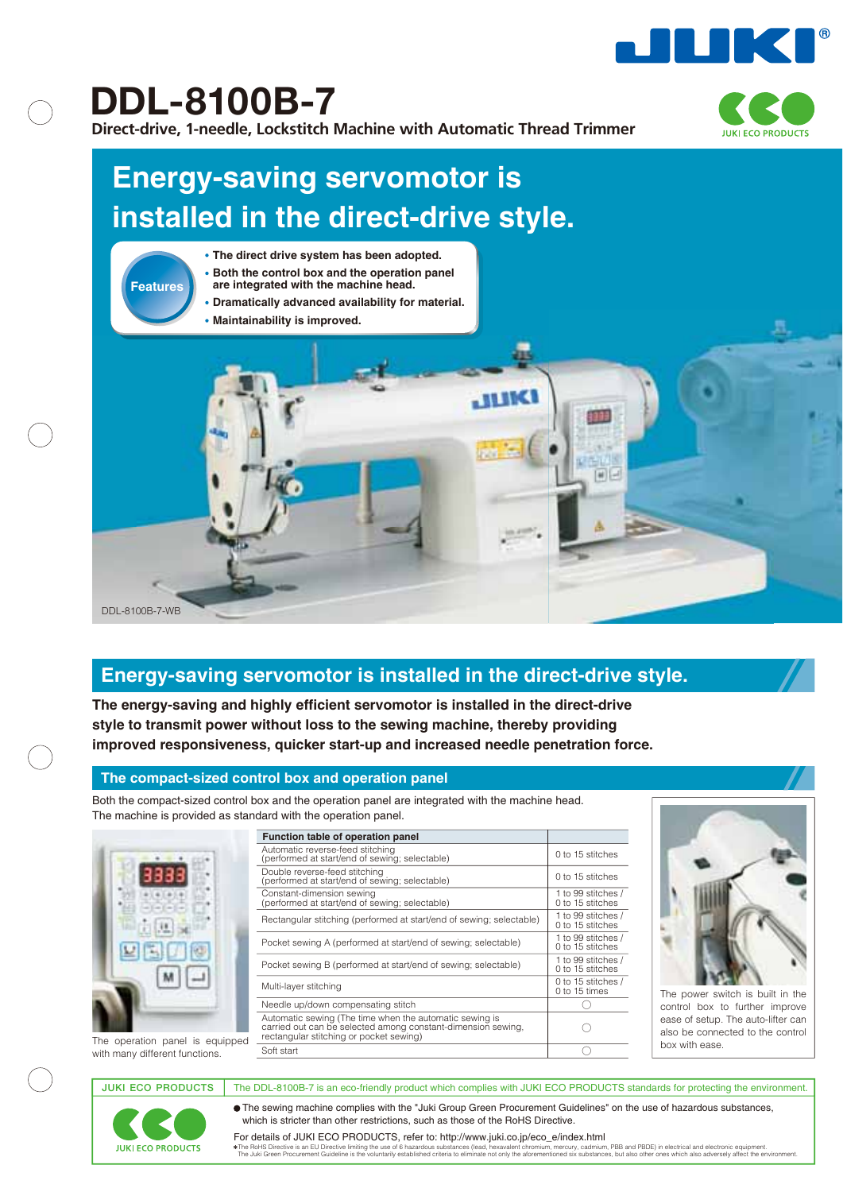# DDL-8100B-7

**Direct-drive, 1-needle, Lockstitch Machine with Automatic Thread Trimmer**

JUKI ECO PRODUCTS

## Energy-saving servomotor is installed in the direct-drive style.

**Features**

- **The direct drive system has been adopted.**
- **Both the control box and the operation panel are integrated with the machine head.**
- **Dramatically advanced availability for material.**
- **Maintainability is improved.**

DDL-8100B-7-WB

## Energy-saving servomotor is installed in the direct-drive style.

**The energy-saving and highly efficient servomotor is installed in the direct-drive style to transmit power without loss to the sewing machine, thereby providing improved responsiveness, quicker start-up and increased needle penetration force.**

### The compact-sized control box and operation panel

Both the compact-sized control box and the operation panel are integrated with the machine head.
The machine is provided as standard with the operation panel.

The operation panel is equipped with many different functions.

| Function table of operation panel | |
|---|---|
| Automatic reverse-feed stitching (performed at start/end of sewing; selectable) | 0 to 15 stitches |
| Double reverse-feed stitching (performed at start/end of sewing; selectable) | 0 to 15 stitches |
| Constant-dimension sewing (performed at start/end of sewing; selectable) | 1 to 99 stitches / 0 to 15 stitches |
| Rectangular stitching (performed at start/end of sewing; selectable) | 1 to 99 stitches / 0 to 15 stitches |
| Pocket sewing A (performed at start/end of sewing; selectable) | 1 to 99 stitches / 0 to 15 stitches |
| Pocket sewing B (performed at start/end of sewing; selectable) | 1 to 99 stitches / 0 to 15 stitches |
| Multi-layer stitching | 0 to 15 stitches / 0 to 15 times |
| Needle up/down compensating stitch | ○ |
| Automatic sewing (The time when the automatic sewing is carried out can be selected among constant-dimension sewing, rectangular stitching or pocket sewing) | ○ |
| Soft start | ○ |

The power switch is built in the control box to further improve ease of setup. The auto-lifter can also be connected to the control box with ease.

**JUKI ECO PRODUCTS** — The DDL-8100B-7 is an eco-friendly product which complies with JUKI ECO PRODUCTS standards for protecting the environment.

- The sewing machine complies with the "Juki Group Green Procurement Guidelines" on the use of hazardous substances, which is stricter than other restrictions, such as those of the RoHS Directive.

For details of JUKI ECO PRODUCTS, refer to: http://www.juki.co.jp/eco_e/index.html

*The RoHS Directive is an EU Directive limiting the use of 6 hazardous substances (lead, hexavalent chromium, mercury, cadmium, PBB and PBDE) in electrical and electronic equipment.
The Juki Green Procurement Guideline is the voluntarily established criteria to eliminate not only the aforementioned six substances, but also other ones which also adversely affect the environment.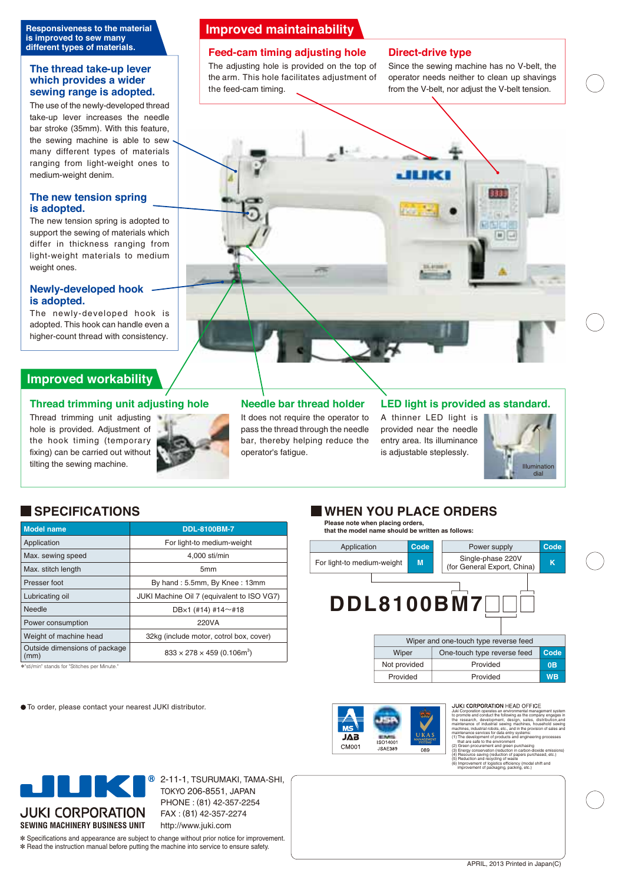**Responsiveness to the material is improved to sew many different types of materials.**

### The thread take-up lever which provides a wider sewing range is adopted.

The use of the newly-developed thread take-up lever increases the needle bar stroke (35mm). With this feature, the sewing machine is able to sew many different types of materials ranging from light-weight ones to medium-weight denim.

### The new tension spring is adopted.

The new tension spring is adopted to support the sewing of materials which differ in thickness ranging from light-weight materials to medium weight ones.

### Newly-developed hook is adopted.

The newly-developed hook is adopted. This hook can handle even a higher-count thread with consistency.

## Improved maintainability

### Feed-cam timing adjusting hole

The adjusting hole is provided on the top of the arm. This hole facilitates adjustment of the feed-cam timing.

### Direct-drive type

Since the sewing machine has no V-belt, the operator needs neither to clean up shavings from the V-belt, nor adjust the V-belt tension.

## Improved workability

### Thread trimming unit adjusting hole

Thread trimming unit adjusting hole is provided. Adjustment of the hook timing (temporary fixing) can be carried out without tilting the sewing machine.

### Needle bar thread holder

It does not require the operator to pass the thread through the needle bar, thereby helping reduce the operator's fatigue.

### LED light is provided as standard.

A thinner LED light is provided near the needle entry area. Its illuminance is adjustable steplessly.

Illumination dial

## SPECIFICATIONS

| Model name | DDL-8100BM-7 |
|---|---|
| Application | For light-to medium-weight |
| Max. sewing speed | 4,000 sti/min |
| Max. stitch length | 5mm |
| Presser foot | By hand : 5.5mm, By Knee : 13mm |
| Lubricating oil | JUKI Machine Oil 7 (equivalent to ISO VG7) |
| Needle | DBx1 (#14) #14~#18 |
| Power consumption | 220VA |
| Weight of machine head | 32kg (include motor, cotrol box, cover) |
| Outside dimensions of package (mm) | 833 × 278 × 459 (0.106m$^3$) |

*"sti/min" stands for "Stitches per Minute."

## WHEN YOU PLACE ORDERS

**Please note when placing orders, that the model name should be written as follows:**

| Application | Code |
|---|---|
| For light-to medium-weight | M |

| Power supply | Code |
|---|---|
| Single-phase 220V (for General Export, China) | K |

**DDL8100BM7□□□**

| Wiper and one-touch type reverse feed | | |
|---|---|---|
| Wiper | One-touch type reverse feed | Code |
| Not provided | Provided | 0B |
| Provided | Provided | WB |

● To order, please contact your nearest JUKI distributor.

CM001 ISO14001 JSAE389 089

**JUKI CORPORATION** HEAD OFFICE
Juki Corporation operates an environmental management system to promote and conduct the following as the company engages in the research, development, design, sales, distribution,and maintenance of industrial sewing machines, household sewing machines, industrial robots, etc., and in the provision of sales and maintenance services for data entry systems:
(1) The development of products and engineering processes that are safe to the environment
(2) Green procurement and green purchasing
(3) Energy conservation (reduction in carbon-dioxide emissions)
(4) Resource saving (reduction of papers purchased, etc.)
(5) Reduction and recycling of waste
(6) Improvement of logistics efficiency (modal shift and improvement of packaging, packing, etc.)

**JUKI CORPORATION**
**SEWING MACHINERY BUSINESS UNIT**

2-11-1, TSURUMAKI, TAMA-SHI, TOKYO 206-8551, JAPAN
PHONE : (81) 42-357-2254
FAX : (81) 42-357-2274
http://www.juki.com

* Specifications and appearance are subject to change without prior notice for improvement.
* Read the instruction manual before putting the machine into service to ensure safety.

APRIL, 2013 Printed in Japan(C)